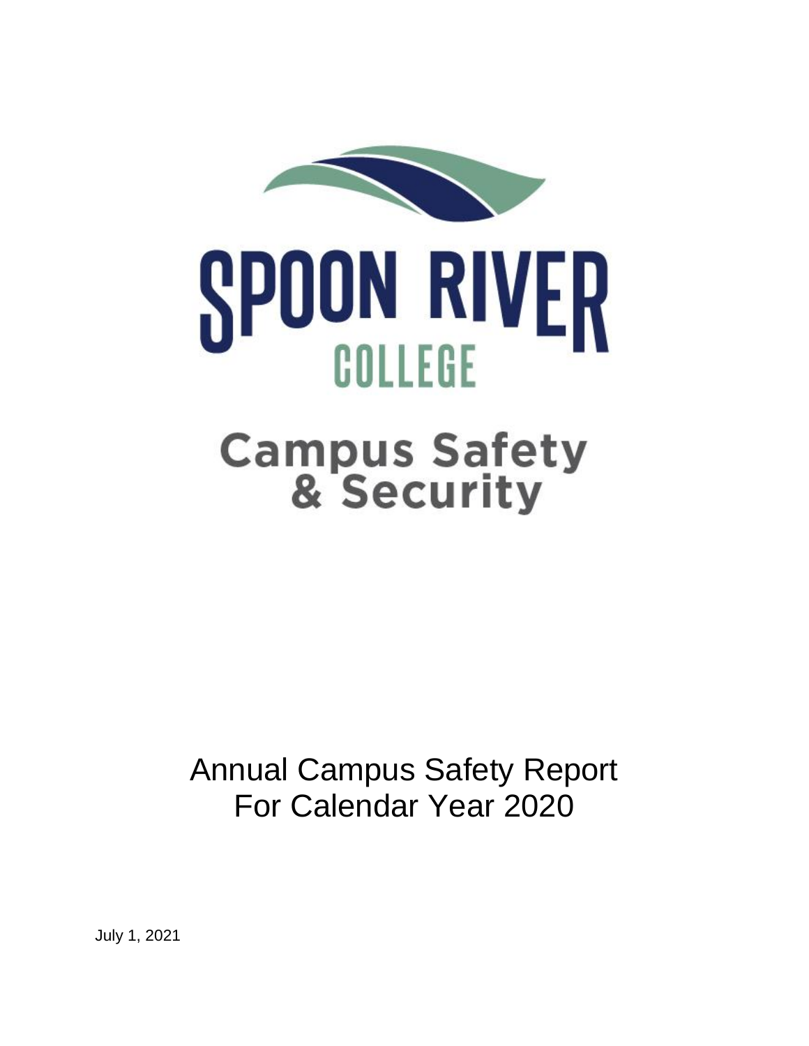# SPOON RIVER COLLEGE

## Campus Safety & Security

# Annual Campus Safety Report For Calendar Year 2020

July 1, 2021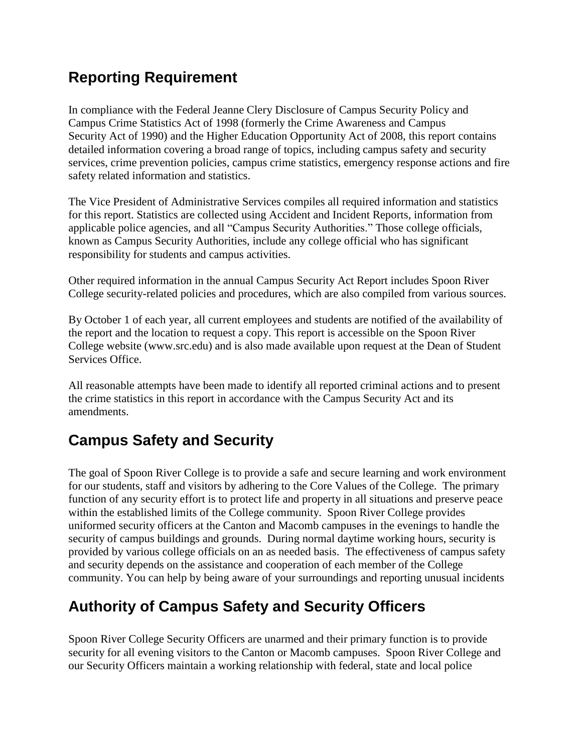## Reporting Requirement

In compliance with the Federal Jeanne Clery Disclosure of Campus Security Policy and Campus Crime Statistics Act of 1998 (formerly the Crime Awareness and Campus Security Act of 1990) and the Higher Education Opportunity Act of 2008, this report contains detailed information covering a broad range of topics, including campus safety and security services, crime prevention policies, campus crime statistics, emergency response actions and fire safety related information and statistics.

The Vice President of Administrative Services compiles all required information and statistics for this report. Statistics are collected using Accident and Incident Reports, information from applicable police agencies, and all "Campus Security Authorities." Those college officials, known as Campus Security Authorities, include any college official who has significant responsibility for students and campus activities.

Other required information in the annual Campus Security Act Report includes Spoon River College security-related policies and procedures, which are also compiled from various sources.

By October 1 of each year, all current employees and students are notified of the availability of the report and the location to request a copy. This report is accessible on the Spoon River College website (www.src.edu) and is also made available upon request at the Dean of Student Services Office.

All reasonable attempts have been made to identify all reported criminal actions and to present the crime statistics in this report in accordance with the Campus Security Act and its amendments.

## Campus Safety and Security

The goal of Spoon River College is to provide a safe and secure learning and work environment for our students, staff and visitors by adhering to the Core Values of the College. The primary function of any security effort is to protect life and property in all situations and preserve peace within the established limits of the College community. Spoon River College provides uniformed security officers at the Canton and Macomb campuses in the evenings to handle the security of campus buildings and grounds. During normal daytime working hours, security is provided by various college officials on an as needed basis. The effectiveness of campus safety and security depends on the assistance and cooperation of each member of the College community. You can help by being aware of your surroundings and reporting unusual incidents

## Authority of Campus Safety and Security Officers

Spoon River College Security Officers are unarmed and their primary function is to provide security for all evening visitors to the Canton or Macomb campuses. Spoon River College and our Security Officers maintain a working relationship with federal, state and local police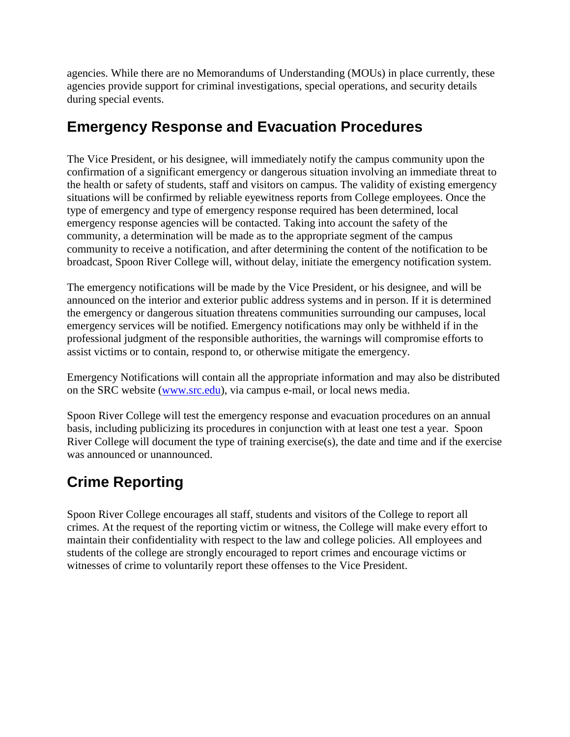agencies. While there are no Memorandums of Understanding (MOUs) in place currently, these agencies provide support for criminal investigations, special operations, and security details during special events.

## Emergency Response and Evacuation Procedures

The Vice President, or his designee, will immediately notify the campus community upon the confirmation of a significant emergency or dangerous situation involving an immediate threat to the health or safety of students, staff and visitors on campus. The validity of existing emergency situations will be confirmed by reliable eyewitness reports from College employees. Once the type of emergency and type of emergency response required has been determined, local emergency response agencies will be contacted. Taking into account the safety of the community, a determination will be made as to the appropriate segment of the campus community to receive a notification, and after determining the content of the notification to be broadcast, Spoon River College will, without delay, initiate the emergency notification system.

The emergency notifications will be made by the Vice President, or his designee, and will be announced on the interior and exterior public address systems and in person. If it is determined the emergency or dangerous situation threatens communities surrounding our campuses, local emergency services will be notified. Emergency notifications may only be withheld if in the professional judgment of the responsible authorities, the warnings will compromise efforts to assist victims or to contain, respond to, or otherwise mitigate the emergency.

Emergency Notifications will contain all the appropriate information and may also be distributed on the SRC website ([www.src.edu](http://www.src.edu)), via campus e-mail, or local news media.

Spoon River College will test the emergency response and evacuation procedures on an annual basis, including publicizing its procedures in conjunction with at least one test a year. Spoon River College will document the type of training exercise(s), the date and time and if the exercise was announced or unannounced.

## Crime Reporting

Spoon River College encourages all staff, students and visitors of the College to report all crimes. At the request of the reporting victim or witness, the College will make every effort to maintain their confidentiality with respect to the law and college policies. All employees and students of the college are strongly encouraged to report crimes and encourage victims or witnesses of crime to voluntarily report these offenses to the Vice President.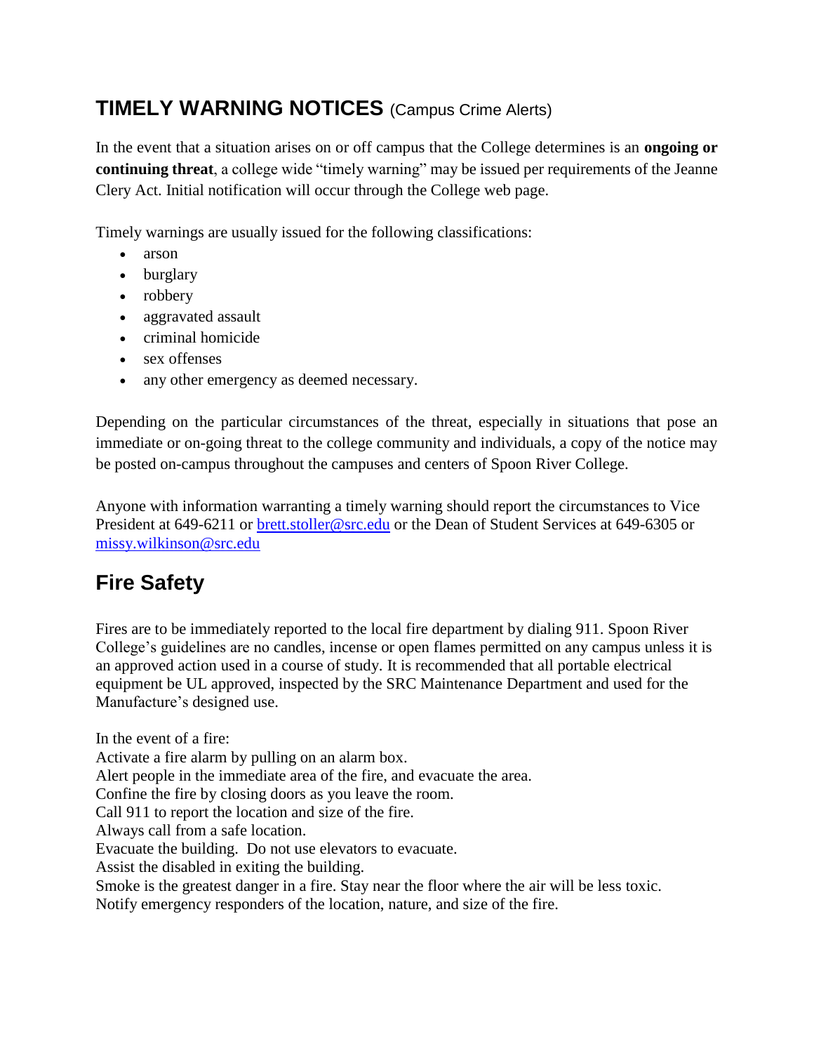## TIMELY WARNING NOTICES (Campus Crime Alerts)

In the event that a situation arises on or off campus that the College determines is an **ongoing or continuing threat**, a college wide "timely warning" may be issued per requirements of the Jeanne Clery Act. Initial notification will occur through the College web page.

Timely warnings are usually issued for the following classifications:

- arson
- burglary
- robbery
- aggravated assault
- criminal homicide
- sex offenses
- any other emergency as deemed necessary.

Depending on the particular circumstances of the threat, especially in situations that pose an immediate or on-going threat to the college community and individuals, a copy of the notice may be posted on-campus throughout the campuses and centers of Spoon River College.

Anyone with information warranting a timely warning should report the circumstances to Vice President at 649-6211 or brett.stoller@src.edu or the Dean of Student Services at 649-6305 or missy.wilkinson@src.edu

## Fire Safety

Fires are to be immediately reported to the local fire department by dialing 911. Spoon River College's guidelines are no candles, incense or open flames permitted on any campus unless it is an approved action used in a course of study. It is recommended that all portable electrical equipment be UL approved, inspected by the SRC Maintenance Department and used for the Manufacture's designed use.

In the event of a fire:
Activate a fire alarm by pulling on an alarm box.
Alert people in the immediate area of the fire, and evacuate the area.
Confine the fire by closing doors as you leave the room.
Call 911 to report the location and size of the fire.
Always call from a safe location.
Evacuate the building. Do not use elevators to evacuate.
Assist the disabled in exiting the building.
Smoke is the greatest danger in a fire. Stay near the floor where the air will be less toxic.
Notify emergency responders of the location, nature, and size of the fire.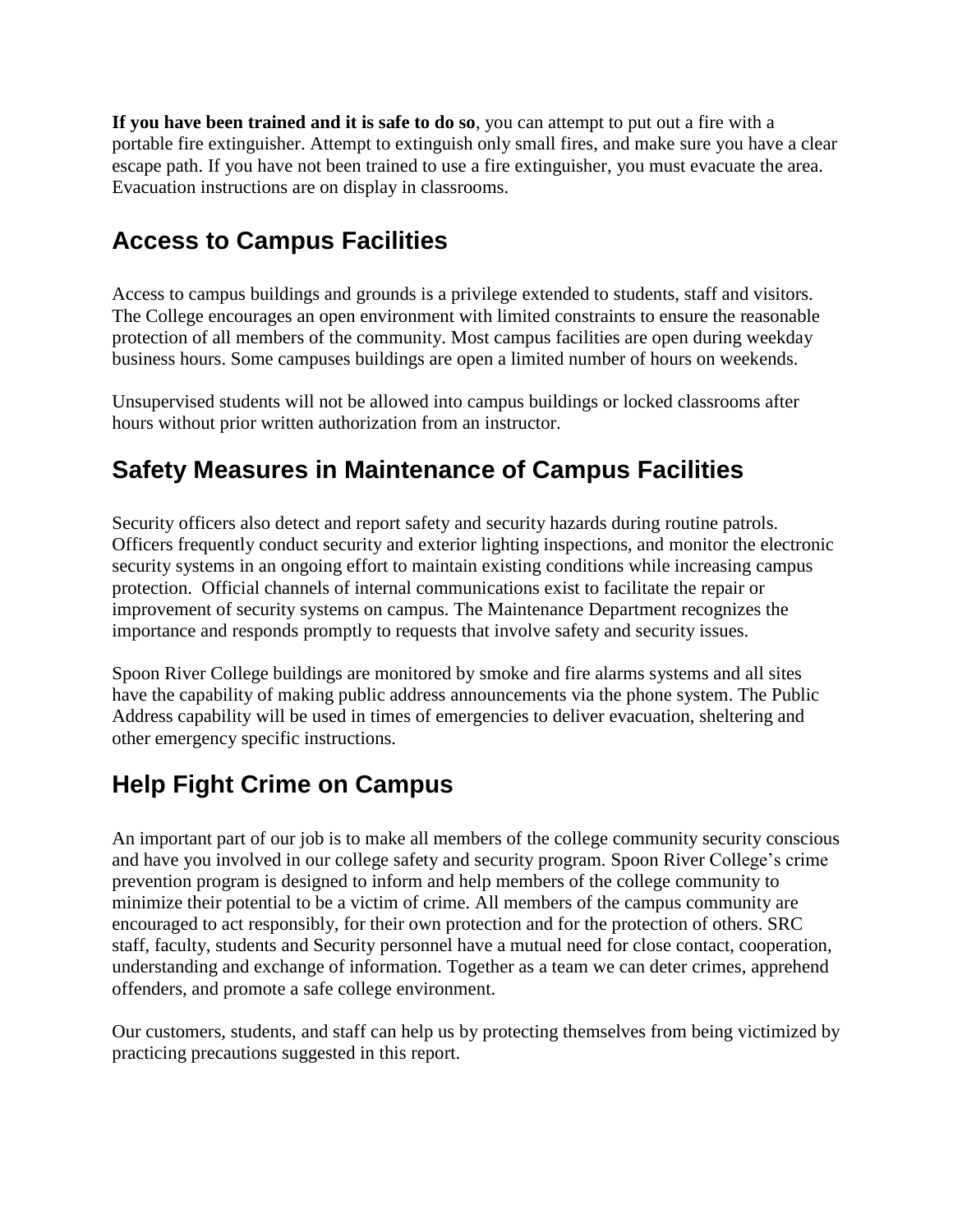**If you have been trained and it is safe to do so**, you can attempt to put out a fire with a portable fire extinguisher. Attempt to extinguish only small fires, and make sure you have a clear escape path. If you have not been trained to use a fire extinguisher, you must evacuate the area. Evacuation instructions are on display in classrooms.

## Access to Campus Facilities

Access to campus buildings and grounds is a privilege extended to students, staff and visitors. The College encourages an open environment with limited constraints to ensure the reasonable protection of all members of the community. Most campus facilities are open during weekday business hours. Some campuses buildings are open a limited number of hours on weekends.

Unsupervised students will not be allowed into campus buildings or locked classrooms after hours without prior written authorization from an instructor.

## Safety Measures in Maintenance of Campus Facilities

Security officers also detect and report safety and security hazards during routine patrols. Officers frequently conduct security and exterior lighting inspections, and monitor the electronic security systems in an ongoing effort to maintain existing conditions while increasing campus protection. Official channels of internal communications exist to facilitate the repair or improvement of security systems on campus. The Maintenance Department recognizes the importance and responds promptly to requests that involve safety and security issues.

Spoon River College buildings are monitored by smoke and fire alarms systems and all sites have the capability of making public address announcements via the phone system. The Public Address capability will be used in times of emergencies to deliver evacuation, sheltering and other emergency specific instructions.

## Help Fight Crime on Campus

An important part of our job is to make all members of the college community security conscious and have you involved in our college safety and security program. Spoon River College's crime prevention program is designed to inform and help members of the college community to minimize their potential to be a victim of crime. All members of the campus community are encouraged to act responsibly, for their own protection and for the protection of others. SRC staff, faculty, students and Security personnel have a mutual need for close contact, cooperation, understanding and exchange of information. Together as a team we can deter crimes, apprehend offenders, and promote a safe college environment.

Our customers, students, and staff can help us by protecting themselves from being victimized by practicing precautions suggested in this report.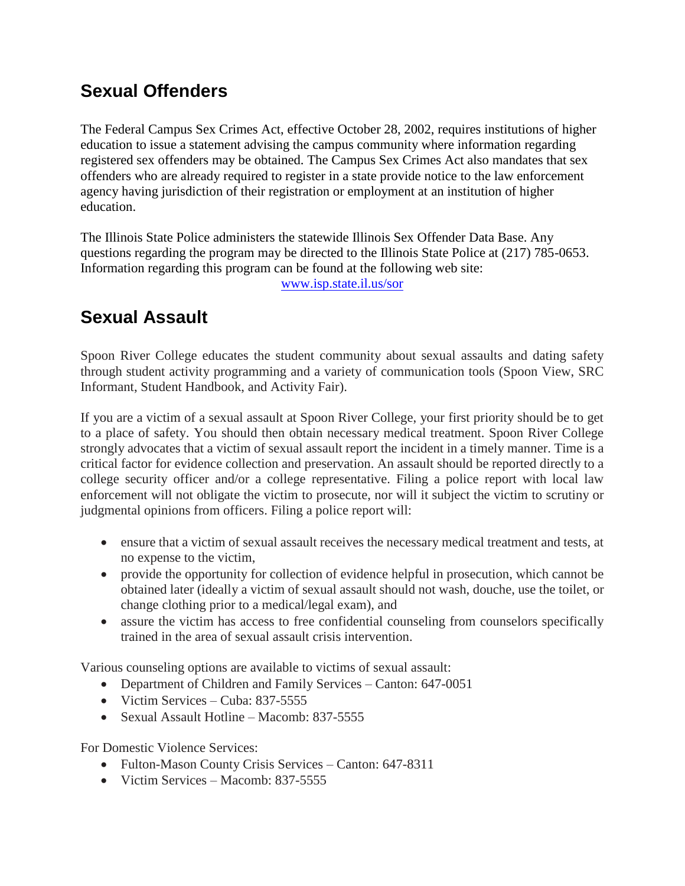## Sexual Offenders

The Federal Campus Sex Crimes Act, effective October 28, 2002, requires institutions of higher education to issue a statement advising the campus community where information regarding registered sex offenders may be obtained. The Campus Sex Crimes Act also mandates that sex offenders who are already required to register in a state provide notice to the law enforcement agency having jurisdiction of their registration or employment at an institution of higher education.

The Illinois State Police administers the statewide Illinois Sex Offender Data Base. Any questions regarding the program may be directed to the Illinois State Police at (217) 785-0653. Information regarding this program can be found at the following web site:

www.isp.state.il.us/sor

## Sexual Assault

Spoon River College educates the student community about sexual assaults and dating safety through student activity programming and a variety of communication tools (Spoon View, SRC Informant, Student Handbook, and Activity Fair).

If you are a victim of a sexual assault at Spoon River College, your first priority should be to get to a place of safety. You should then obtain necessary medical treatment. Spoon River College strongly advocates that a victim of sexual assault report the incident in a timely manner. Time is a critical factor for evidence collection and preservation. An assault should be reported directly to a college security officer and/or a college representative. Filing a police report with local law enforcement will not obligate the victim to prosecute, nor will it subject the victim to scrutiny or judgmental opinions from officers. Filing a police report will:

- ensure that a victim of sexual assault receives the necessary medical treatment and tests, at no expense to the victim,
- provide the opportunity for collection of evidence helpful in prosecution, which cannot be obtained later (ideally a victim of sexual assault should not wash, douche, use the toilet, or change clothing prior to a medical/legal exam), and
- assure the victim has access to free confidential counseling from counselors specifically trained in the area of sexual assault crisis intervention.

Various counseling options are available to victims of sexual assault:

- Department of Children and Family Services – Canton: 647-0051
- Victim Services – Cuba: 837-5555
- Sexual Assault Hotline – Macomb: 837-5555

For Domestic Violence Services:

- Fulton-Mason County Crisis Services – Canton: 647-8311
- Victim Services – Macomb: 837-5555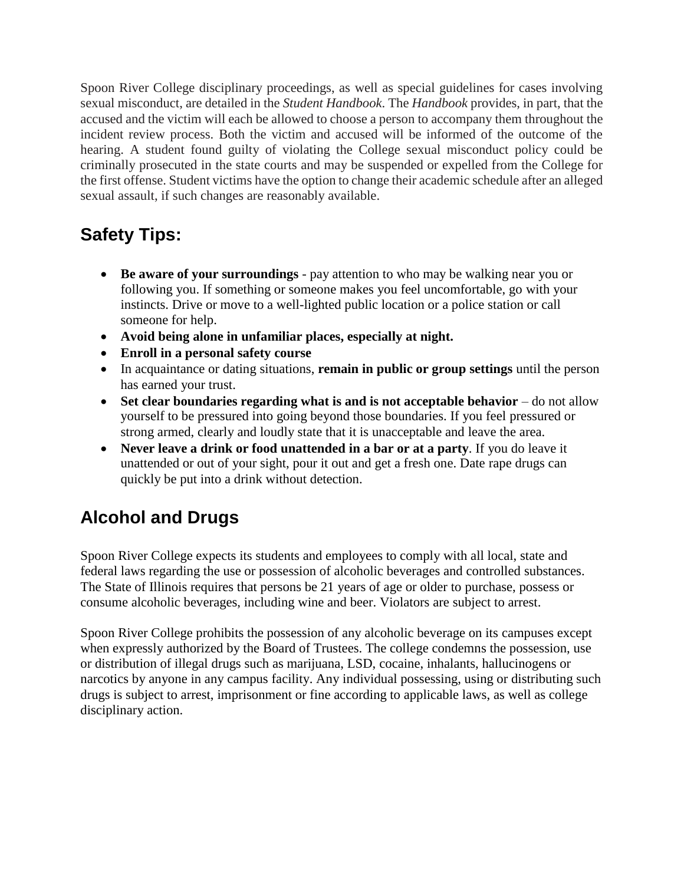Spoon River College disciplinary proceedings, as well as special guidelines for cases involving sexual misconduct, are detailed in the *Student Handbook*. The *Handbook* provides, in part, that the accused and the victim will each be allowed to choose a person to accompany them throughout the incident review process. Both the victim and accused will be informed of the outcome of the hearing. A student found guilty of violating the College sexual misconduct policy could be criminally prosecuted in the state courts and may be suspended or expelled from the College for the first offense. Student victims have the option to change their academic schedule after an alleged sexual assault, if such changes are reasonably available.

## Safety Tips:

- **Be aware of your surroundings** - pay attention to who may be walking near you or following you. If something or someone makes you feel uncomfortable, go with your instincts. Drive or move to a well-lighted public location or a police station or call someone for help.
- **Avoid being alone in unfamiliar places, especially at night.**
- **Enroll in a personal safety course**
- In acquaintance or dating situations, **remain in public or group settings** until the person has earned your trust.
- **Set clear boundaries regarding what is and is not acceptable behavior** – do not allow yourself to be pressured into going beyond those boundaries. If you feel pressured or strong armed, clearly and loudly state that it is unacceptable and leave the area.
- **Never leave a drink or food unattended in a bar or at a party**. If you do leave it unattended or out of your sight, pour it out and get a fresh one. Date rape drugs can quickly be put into a drink without detection.

## Alcohol and Drugs

Spoon River College expects its students and employees to comply with all local, state and federal laws regarding the use or possession of alcoholic beverages and controlled substances. The State of Illinois requires that persons be 21 years of age or older to purchase, possess or consume alcoholic beverages, including wine and beer. Violators are subject to arrest.

Spoon River College prohibits the possession of any alcoholic beverage on its campuses except when expressly authorized by the Board of Trustees. The college condemns the possession, use or distribution of illegal drugs such as marijuana, LSD, cocaine, inhalants, hallucinogens or narcotics by anyone in any campus facility. Any individual possessing, using or distributing such drugs is subject to arrest, imprisonment or fine according to applicable laws, as well as college disciplinary action.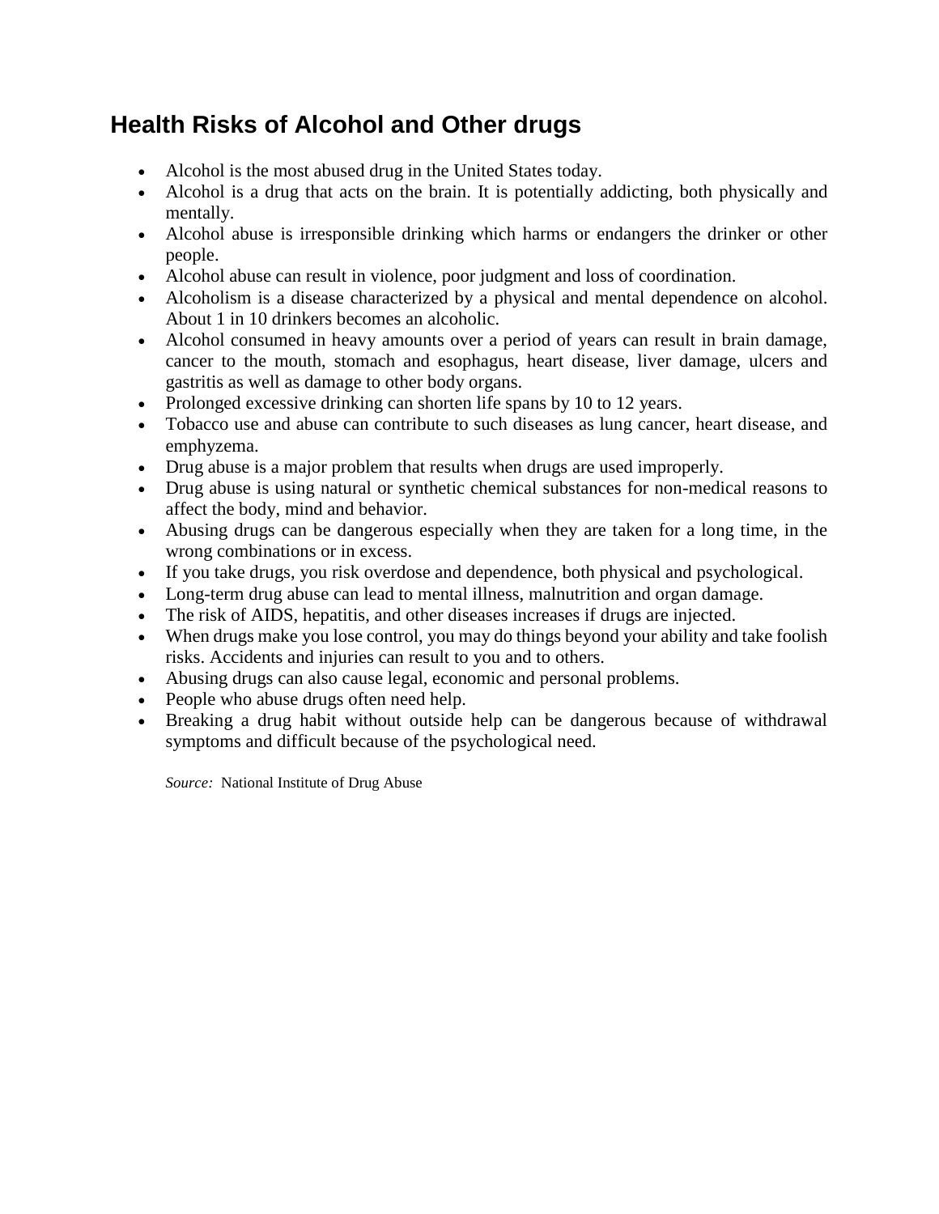## Health Risks of Alcohol and Other drugs

- Alcohol is the most abused drug in the United States today.
- Alcohol is a drug that acts on the brain. It is potentially addicting, both physically and mentally.
- Alcohol abuse is irresponsible drinking which harms or endangers the drinker or other people.
- Alcohol abuse can result in violence, poor judgment and loss of coordination.
- Alcoholism is a disease characterized by a physical and mental dependence on alcohol. About 1 in 10 drinkers becomes an alcoholic.
- Alcohol consumed in heavy amounts over a period of years can result in brain damage, cancer to the mouth, stomach and esophagus, heart disease, liver damage, ulcers and gastritis as well as damage to other body organs.
- Prolonged excessive drinking can shorten life spans by 10 to 12 years.
- Tobacco use and abuse can contribute to such diseases as lung cancer, heart disease, and emphyzema.
- Drug abuse is a major problem that results when drugs are used improperly.
- Drug abuse is using natural or synthetic chemical substances for non-medical reasons to affect the body, mind and behavior.
- Abusing drugs can be dangerous especially when they are taken for a long time, in the wrong combinations or in excess.
- If you take drugs, you risk overdose and dependence, both physical and psychological.
- Long-term drug abuse can lead to mental illness, malnutrition and organ damage.
- The risk of AIDS, hepatitis, and other diseases increases if drugs are injected.
- When drugs make you lose control, you may do things beyond your ability and take foolish risks. Accidents and injuries can result to you and to others.
- Abusing drugs can also cause legal, economic and personal problems.
- People who abuse drugs often need help.
- Breaking a drug habit without outside help can be dangerous because of withdrawal symptoms and difficult because of the psychological need.

*Source:* National Institute of Drug Abuse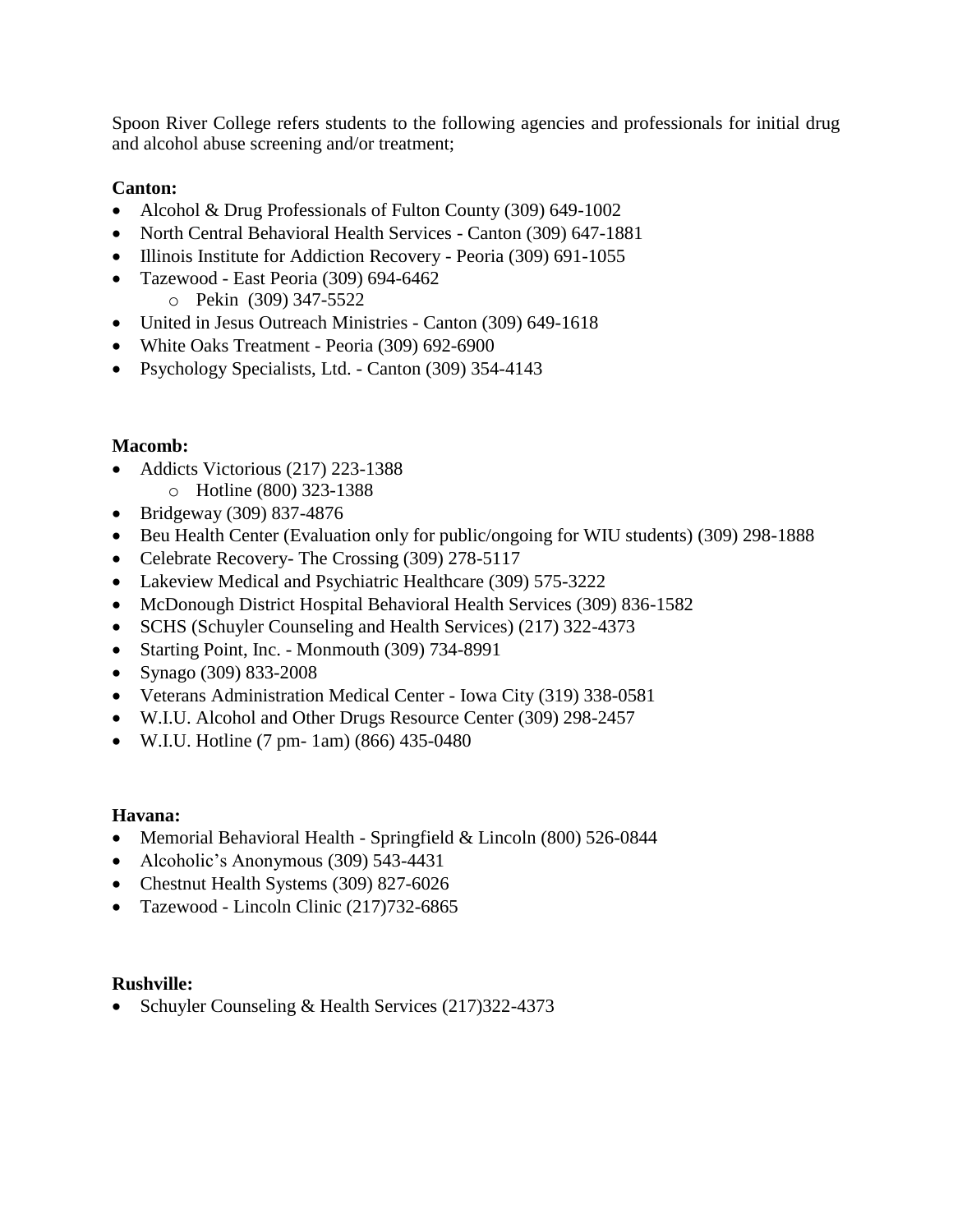Spoon River College refers students to the following agencies and professionals for initial drug and alcohol abuse screening and/or treatment;

**Canton:**

- Alcohol & Drug Professionals of Fulton County (309) 649-1002
- North Central Behavioral Health Services - Canton (309) 647-1881
- Illinois Institute for Addiction Recovery - Peoria (309) 691-1055
- Tazewood - East Peoria (309) 694-6462
  - Pekin (309) 347-5522
- United in Jesus Outreach Ministries - Canton (309) 649-1618
- White Oaks Treatment - Peoria (309) 692-6900
- Psychology Specialists, Ltd. - Canton (309) 354-4143

**Macomb:**

- Addicts Victorious (217) 223-1388
  - Hotline (800) 323-1388
- Bridgeway (309) 837-4876
- Beu Health Center (Evaluation only for public/ongoing for WIU students) (309) 298-1888
- Celebrate Recovery- The Crossing (309) 278-5117
- Lakeview Medical and Psychiatric Healthcare (309) 575-3222
- McDonough District Hospital Behavioral Health Services (309) 836-1582
- SCHS (Schuyler Counseling and Health Services) (217) 322-4373
- Starting Point, Inc. - Monmouth (309) 734-8991
- Synago (309) 833-2008
- Veterans Administration Medical Center - Iowa City (319) 338-0581
- W.I.U. Alcohol and Other Drugs Resource Center (309) 298-2457
- W.I.U. Hotline (7 pm- 1am) (866) 435-0480

**Havana:**

- Memorial Behavioral Health - Springfield & Lincoln (800) 526-0844
- Alcoholic's Anonymous (309) 543-4431
- Chestnut Health Systems (309) 827-6026
- Tazewood - Lincoln Clinic (217)732-6865

**Rushville:**

- Schuyler Counseling & Health Services (217)322-4373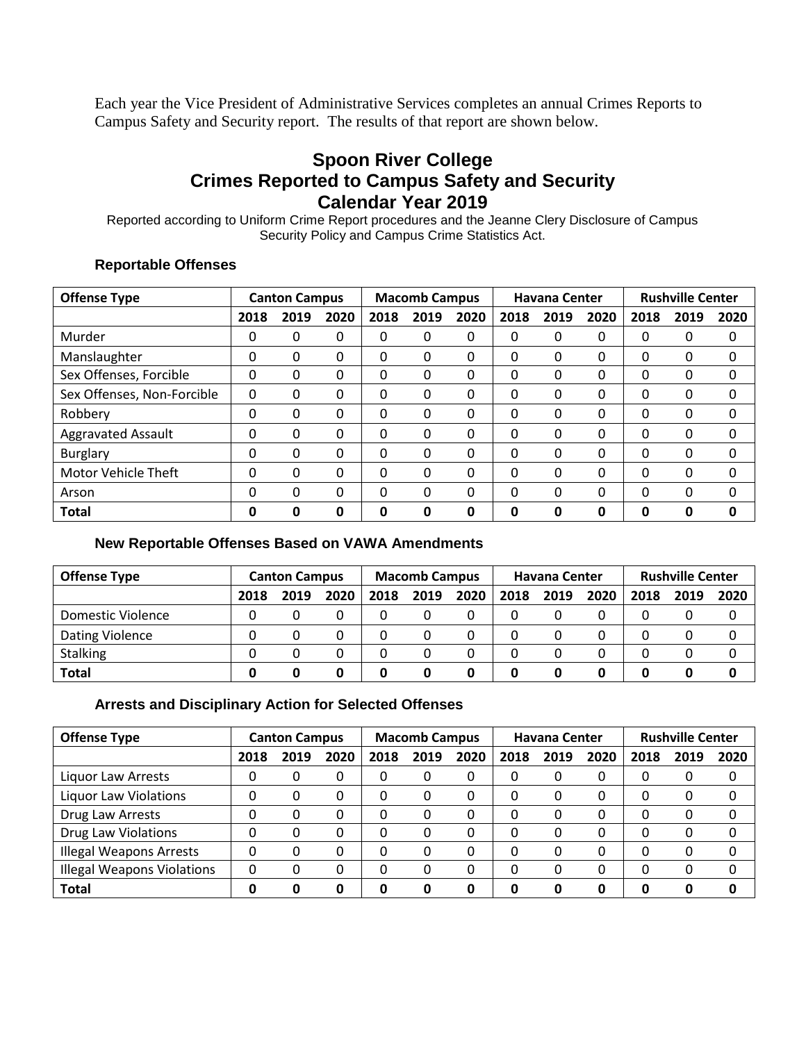Each year the Vice President of Administrative Services completes an annual Crimes Reports to Campus Safety and Security report. The results of that report are shown below.

# Spoon River College
# Crimes Reported to Campus Safety and Security
# Calendar Year 2019

Reported according to Uniform Crime Report procedures and the Jeanne Clery Disclosure of Campus Security Policy and Campus Crime Statistics Act.

### Reportable Offenses

| Offense Type | Canton Campus | | | Macomb Campus | | | Havana Center | | | Rushville Center | | |
|---|---|---|---|---|---|---|---|---|---|---|---|---|
| | 2018 | 2019 | 2020 | 2018 | 2019 | 2020 | 2018 | 2019 | 2020 | 2018 | 2019 | 2020 |
| Murder | 0 | 0 | 0 | 0 | 0 | 0 | 0 | 0 | 0 | 0 | 0 | 0 |
| Manslaughter | 0 | 0 | 0 | 0 | 0 | 0 | 0 | 0 | 0 | 0 | 0 | 0 |
| Sex Offenses, Forcible | 0 | 0 | 0 | 0 | 0 | 0 | 0 | 0 | 0 | 0 | 0 | 0 |
| Sex Offenses, Non-Forcible | 0 | 0 | 0 | 0 | 0 | 0 | 0 | 0 | 0 | 0 | 0 | 0 |
| Robbery | 0 | 0 | 0 | 0 | 0 | 0 | 0 | 0 | 0 | 0 | 0 | 0 |
| Aggravated Assault | 0 | 0 | 0 | 0 | 0 | 0 | 0 | 0 | 0 | 0 | 0 | 0 |
| Burglary | 0 | 0 | 0 | 0 | 0 | 0 | 0 | 0 | 0 | 0 | 0 | 0 |
| Motor Vehicle Theft | 0 | 0 | 0 | 0 | 0 | 0 | 0 | 0 | 0 | 0 | 0 | 0 |
| Arson | 0 | 0 | 0 | 0 | 0 | 0 | 0 | 0 | 0 | 0 | 0 | 0 |
| **Total** | **0** | **0** | **0** | **0** | **0** | **0** | **0** | **0** | **0** | **0** | **0** | **0** |

### New Reportable Offenses Based on VAWA Amendments

| Offense Type | Canton Campus | | | Macomb Campus | | | Havana Center | | | Rushville Center | | |
|---|---|---|---|---|---|---|---|---|---|---|---|---|
| | 2018 | 2019 | 2020 | 2018 | 2019 | 2020 | 2018 | 2019 | 2020 | 2018 | 2019 | 2020 |
| Domestic Violence | 0 | 0 | 0 | 0 | 0 | 0 | 0 | 0 | 0 | 0 | 0 | 0 |
| Dating Violence | 0 | 0 | 0 | 0 | 0 | 0 | 0 | 0 | 0 | 0 | 0 | 0 |
| Stalking | 0 | 0 | 0 | 0 | 0 | 0 | 0 | 0 | 0 | 0 | 0 | 0 |
| **Total** | **0** | **0** | **0** | **0** | **0** | **0** | **0** | **0** | **0** | **0** | **0** | **0** |

### Arrests and Disciplinary Action for Selected Offenses

| Offense Type | Canton Campus | | | Macomb Campus | | | Havana Center | | | Rushville Center | | |
|---|---|---|---|---|---|---|---|---|---|---|---|---|
| | 2018 | 2019 | 2020 | 2018 | 2019 | 2020 | 2018 | 2019 | 2020 | 2018 | 2019 | 2020 |
| Liquor Law Arrests | 0 | 0 | 0 | 0 | 0 | 0 | 0 | 0 | 0 | 0 | 0 | 0 |
| Liquor Law Violations | 0 | 0 | 0 | 0 | 0 | 0 | 0 | 0 | 0 | 0 | 0 | 0 |
| Drug Law Arrests | 0 | 0 | 0 | 0 | 0 | 0 | 0 | 0 | 0 | 0 | 0 | 0 |
| Drug Law Violations | 0 | 0 | 0 | 0 | 0 | 0 | 0 | 0 | 0 | 0 | 0 | 0 |
| Illegal Weapons Arrests | 0 | 0 | 0 | 0 | 0 | 0 | 0 | 0 | 0 | 0 | 0 | 0 |
| Illegal Weapons Violations | 0 | 0 | 0 | 0 | 0 | 0 | 0 | 0 | 0 | 0 | 0 | 0 |
| **Total** | **0** | **0** | **0** | **0** | **0** | **0** | **0** | **0** | **0** | **0** | **0** | **0** |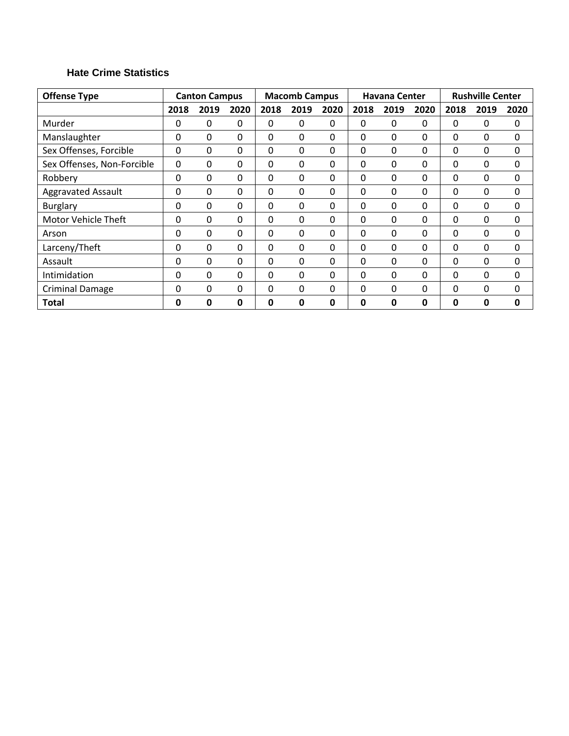### Hate Crime Statistics

| Offense Type | Canton Campus | | | Macomb Campus | | | Havana Center | | | Rushville Center | | |
|---|---|---|---|---|---|---|---|---|---|---|---|---|
| | 2018 | 2019 | 2020 | 2018 | 2019 | 2020 | 2018 | 2019 | 2020 | 2018 | 2019 | 2020 |
| Murder | 0 | 0 | 0 | 0 | 0 | 0 | 0 | 0 | 0 | 0 | 0 | 0 |
| Manslaughter | 0 | 0 | 0 | 0 | 0 | 0 | 0 | 0 | 0 | 0 | 0 | 0 |
| Sex Offenses, Forcible | 0 | 0 | 0 | 0 | 0 | 0 | 0 | 0 | 0 | 0 | 0 | 0 |
| Sex Offenses, Non-Forcible | 0 | 0 | 0 | 0 | 0 | 0 | 0 | 0 | 0 | 0 | 0 | 0 |
| Robbery | 0 | 0 | 0 | 0 | 0 | 0 | 0 | 0 | 0 | 0 | 0 | 0 |
| Aggravated Assault | 0 | 0 | 0 | 0 | 0 | 0 | 0 | 0 | 0 | 0 | 0 | 0 |
| Burglary | 0 | 0 | 0 | 0 | 0 | 0 | 0 | 0 | 0 | 0 | 0 | 0 |
| Motor Vehicle Theft | 0 | 0 | 0 | 0 | 0 | 0 | 0 | 0 | 0 | 0 | 0 | 0 |
| Arson | 0 | 0 | 0 | 0 | 0 | 0 | 0 | 0 | 0 | 0 | 0 | 0 |
| Larceny/Theft | 0 | 0 | 0 | 0 | 0 | 0 | 0 | 0 | 0 | 0 | 0 | 0 |
| Assault | 0 | 0 | 0 | 0 | 0 | 0 | 0 | 0 | 0 | 0 | 0 | 0 |
| Intimidation | 0 | 0 | 0 | 0 | 0 | 0 | 0 | 0 | 0 | 0 | 0 | 0 |
| Criminal Damage | 0 | 0 | 0 | 0 | 0 | 0 | 0 | 0 | 0 | 0 | 0 | 0 |
| **Total** | **0** | **0** | **0** | **0** | **0** | **0** | **0** | **0** | **0** | **0** | **0** | **0** |